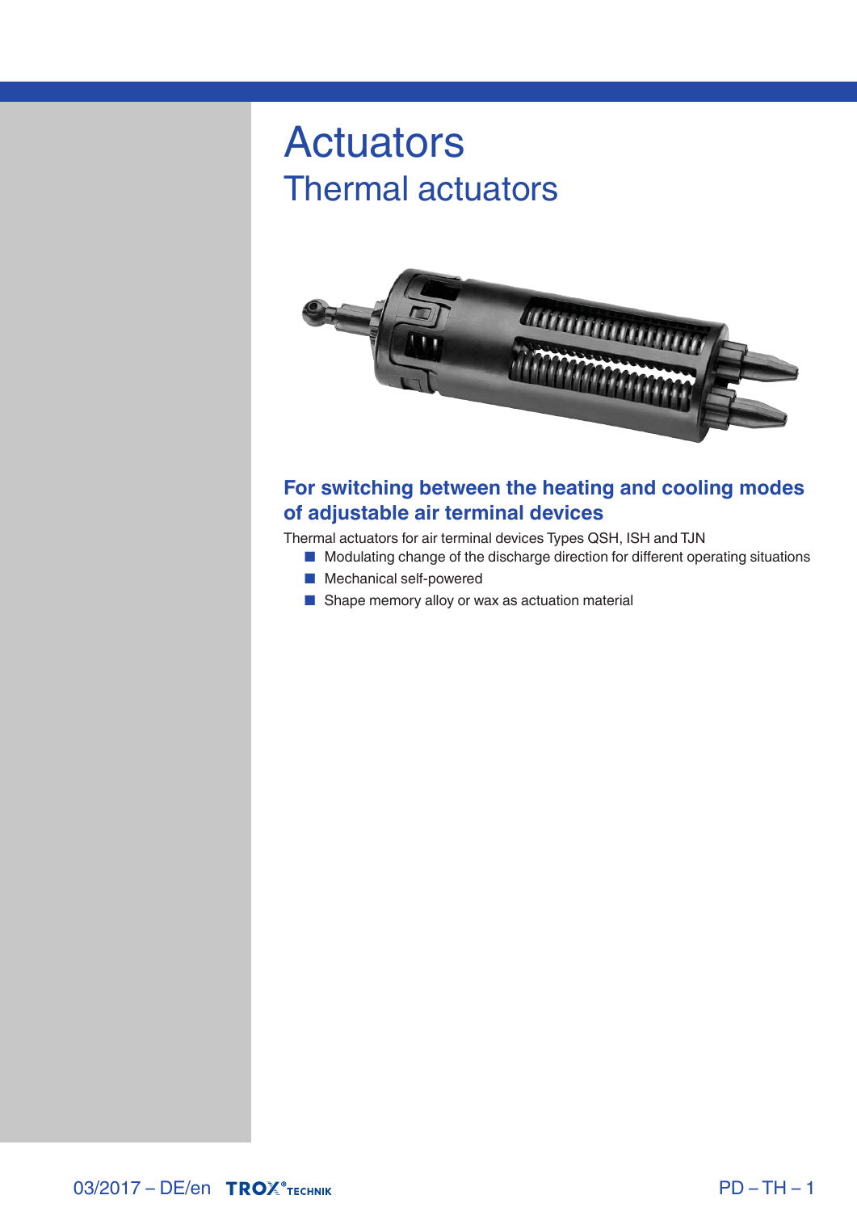# Actuators

## Thermal actuators

### For switching between the heating and cooling modes of adjustable air terminal devices

Thermal actuators for air terminal devices Types QSH, ISH and TJN

- Modulating change of the discharge direction for different operating situations
- Mechanical self-powered
- Shape memory alloy or wax as actuation material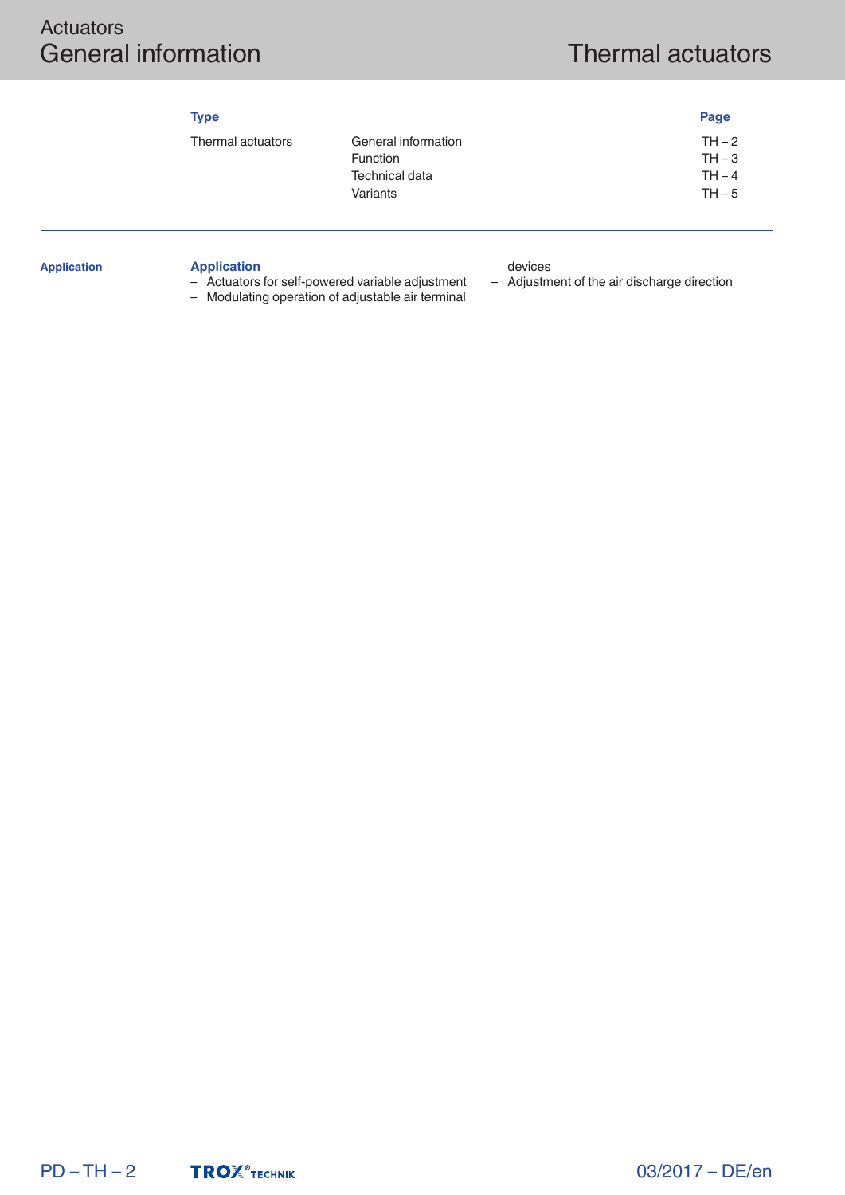# Actuators
## General information

# Thermal actuators

| Type | | Page |
|---|---|---|
| Thermal actuators | General information | TH – 2 |
| | Function | TH – 3 |
| | Technical data | TH – 4 |
| | Variants | TH – 5 |

---

**Application**

### Application

- Actuators for self-powered variable adjustment
- Modulating operation of adjustable air terminal devices
- Adjustment of the air discharge direction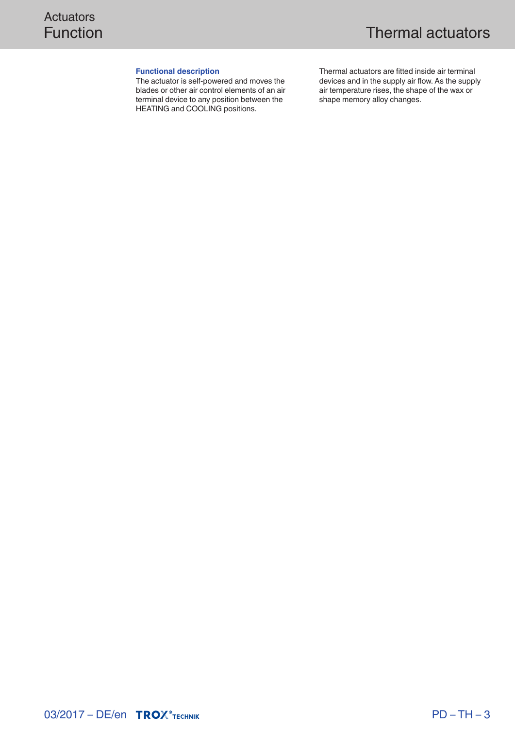# Actuators
## Function

# Thermal actuators

### Functional description

The actuator is self-powered and moves the blades or other air control elements of an air terminal device to any position between the HEATING and COOLING positions.

Thermal actuators are fitted inside air terminal devices and in the supply air flow. As the supply air temperature rises, the shape of the wax or shape memory alloy changes.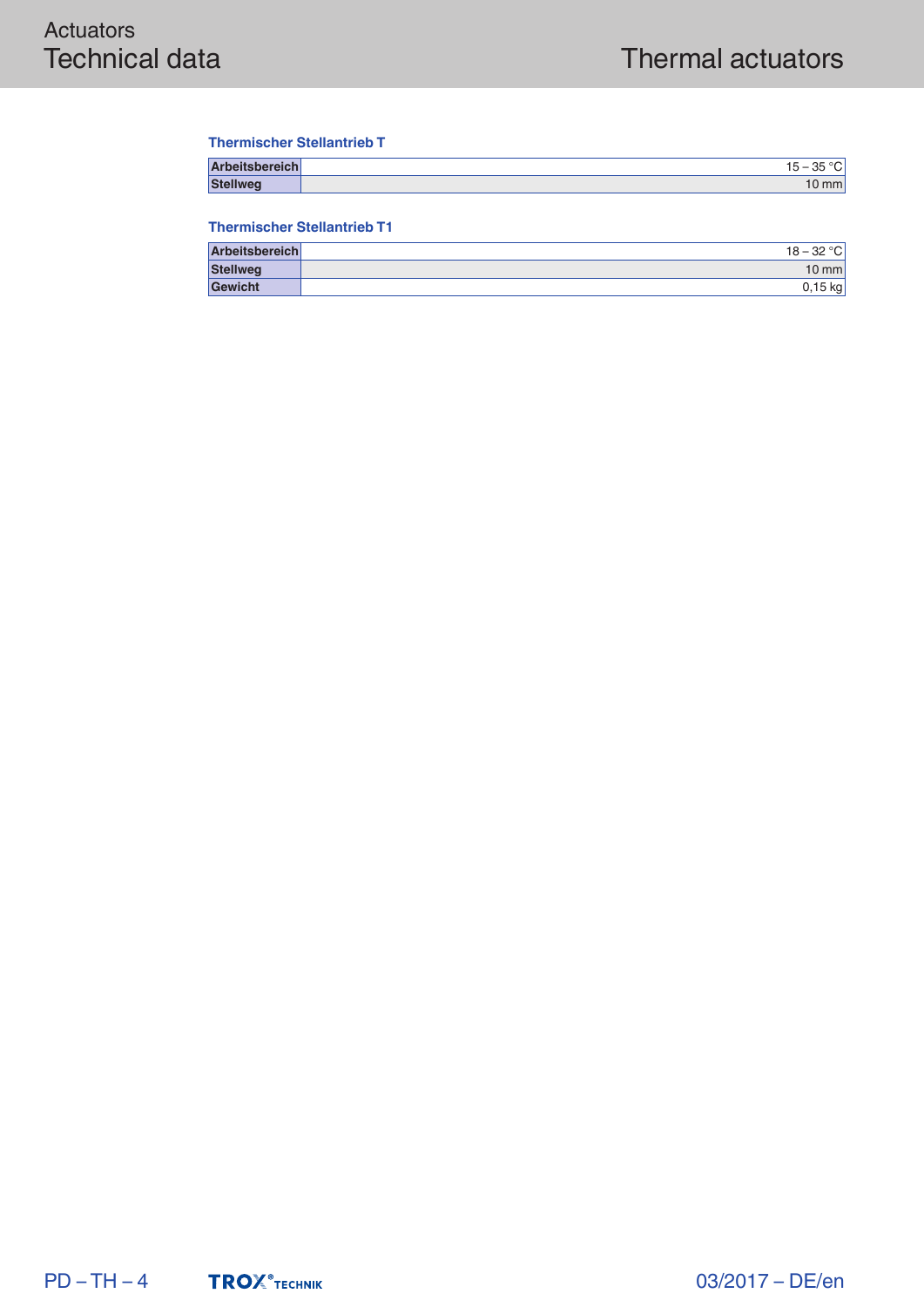### Thermischer Stellantrieb T

| | |
|---|---|
| **Arbeitsbereich** | 15 – 35 °C |
| **Stellweg** | 10 mm |

### Thermischer Stellantrieb T1

| | |
|---|---|
| **Arbeitsbereich** | 18 – 32 °C |
| **Stellweg** | 10 mm |
| **Gewicht** | 0,15 kg |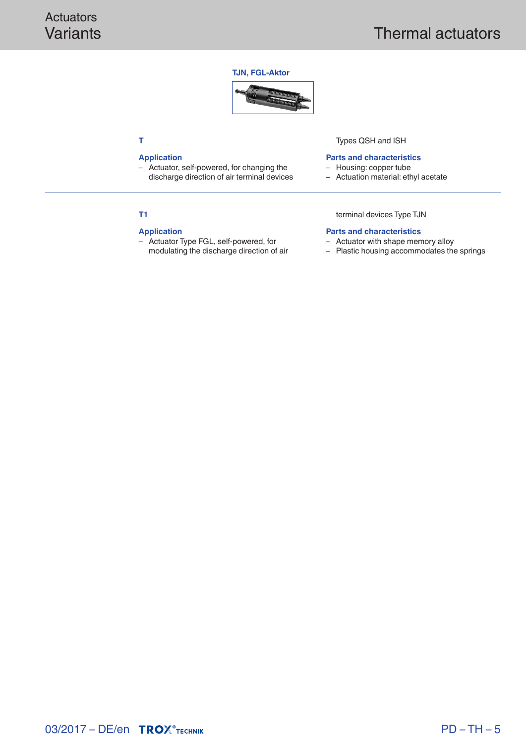**TJN, FGL-Aktor**

### T

**Application**

- Actuator, self-powered, for changing the discharge direction of air terminal devices Types QSH and ISH

**Parts and characteristics**

- Housing: copper tube
- Actuation material: ethyl acetate

---

### T1

**Application**

- Actuator Type FGL, self-powered, for modulating the discharge direction of air terminal devices Type TJN

**Parts and characteristics**

- Actuator with shape memory alloy
- Plastic housing accommodates the springs